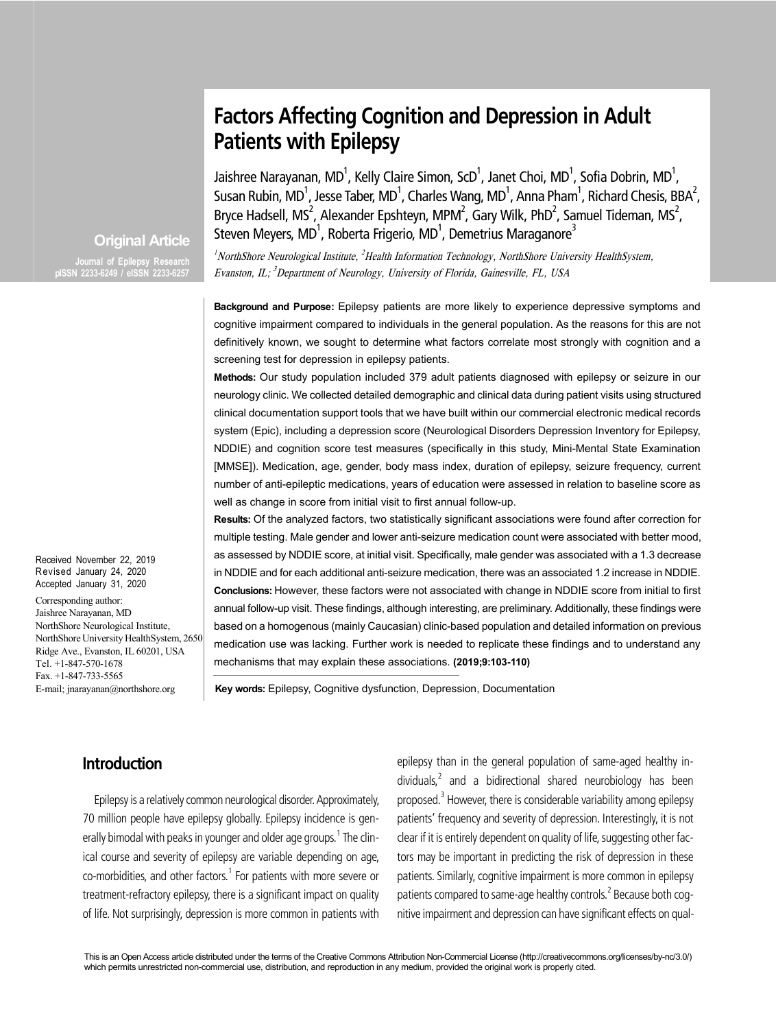# Factors Affecting Cognition and Depression in Adult Patients with Epilepsy

Jaishree Narayanan, MD[1], Kelly Claire Simon, ScD[1], Janet Choi, MD[1], Sofia Dobrin, MD[1], Susan Rubin, MD[1], Jesse Taber, MD[1], Charles Wang, MD[1], Anna Pham[1], Richard Chesis, BBA[2], Bryce Hadsell, MS[2], Alexander Epshteyn, MPM[2], Gary Wilk, PhD[2], Samuel Tideman, MS[2], Steven Meyers, MD[1], Roberta Frigerio, MD[1], Demetrius Maraganore[3]

*[1]NorthShore Neurological Institute, [2]Health Information Technology, NorthShore University HealthSystem, Evanston, IL; [3]Department of Neurology, University of Florida, Gainesville, FL, USA*

**Original Article**

Journal of Epilepsy Research
pISSN 2233-6249 / eISSN 2233-6257

Received November 22, 2019
Revised January 24, 2020
Accepted January 31, 2020

Corresponding author:
Jaishree Narayanan, MD
NorthShore Neurological Institute,
NorthShore University HealthSystem, 2650 Ridge Ave., Evanston, IL 60201, USA
Tel. +1-847-570-1678
Fax. +1-847-733-5565
E-mail; jnarayanan@northshore.org

**Background and Purpose:** Epilepsy patients are more likely to experience depressive symptoms and cognitive impairment compared to individuals in the general population. As the reasons for this are not definitively known, we sought to determine what factors correlate most strongly with cognition and a screening test for depression in epilepsy patients.

**Methods:** Our study population included 379 adult patients diagnosed with epilepsy or seizure in our neurology clinic. We collected detailed demographic and clinical data during patient visits using structured clinical documentation support tools that we have built within our commercial electronic medical records system (Epic), including a depression score (Neurological Disorders Depression Inventory for Epilepsy, NDDIE) and cognition score test measures (specifically in this study, Mini-Mental State Examination [MMSE]). Medication, age, gender, body mass index, duration of epilepsy, seizure frequency, current number of anti-epileptic medications, years of education were assessed in relation to baseline score as well as change in score from initial visit to first annual follow-up.

**Results:** Of the analyzed factors, two statistically significant associations were found after correction for multiple testing. Male gender and lower anti-seizure medication count were associated with better mood, as assessed by NDDIE score, at initial visit. Specifically, male gender was associated with a 1.3 decrease in NDDIE and for each additional anti-seizure medication, there was an associated 1.2 increase in NDDIE.

**Conclusions:** However, these factors were not associated with change in NDDIE score from initial to first annual follow-up visit. These findings, although interesting, are preliminary. Additionally, these findings were based on a homogenous (mainly Caucasian) clinic-based population and detailed information on previous medication use was lacking. Further work is needed to replicate these findings and to understand any mechanisms that may explain these associations. **(2019;9:103-110)**

**Key words:** Epilepsy, Cognitive dysfunction, Depression, Documentation

## Introduction

Epilepsy is a relatively common neurological disorder. Approximately, 70 million people have epilepsy globally. Epilepsy incidence is generally bimodal with peaks in younger and older age groups.[1] The clinical course and severity of epilepsy are variable depending on age, co-morbidities, and other factors.[1] For patients with more severe or treatment-refractory epilepsy, there is a significant impact on quality of life. Not surprisingly, depression is more common in patients with epilepsy than in the general population of same-aged healthy individuals,[2] and a bidirectional shared neurobiology has been proposed.[3] However, there is considerable variability among epilepsy patients' frequency and severity of depression. Interestingly, it is not clear if it is entirely dependent on quality of life, suggesting other factors may be important in predicting the risk of depression in these patients. Similarly, cognitive impairment is more common in epilepsy patients compared to same-age healthy controls.[2] Because both cognitive impairment and depression can have significant effects on qual-

This is an Open Access article distributed under the terms of the Creative Commons Attribution Non-Commercial License (http://creativecommons.org/licenses/by-nc/3.0/) which permits unrestricted non-commercial use, distribution, and reproduction in any medium, provided the original work is properly cited.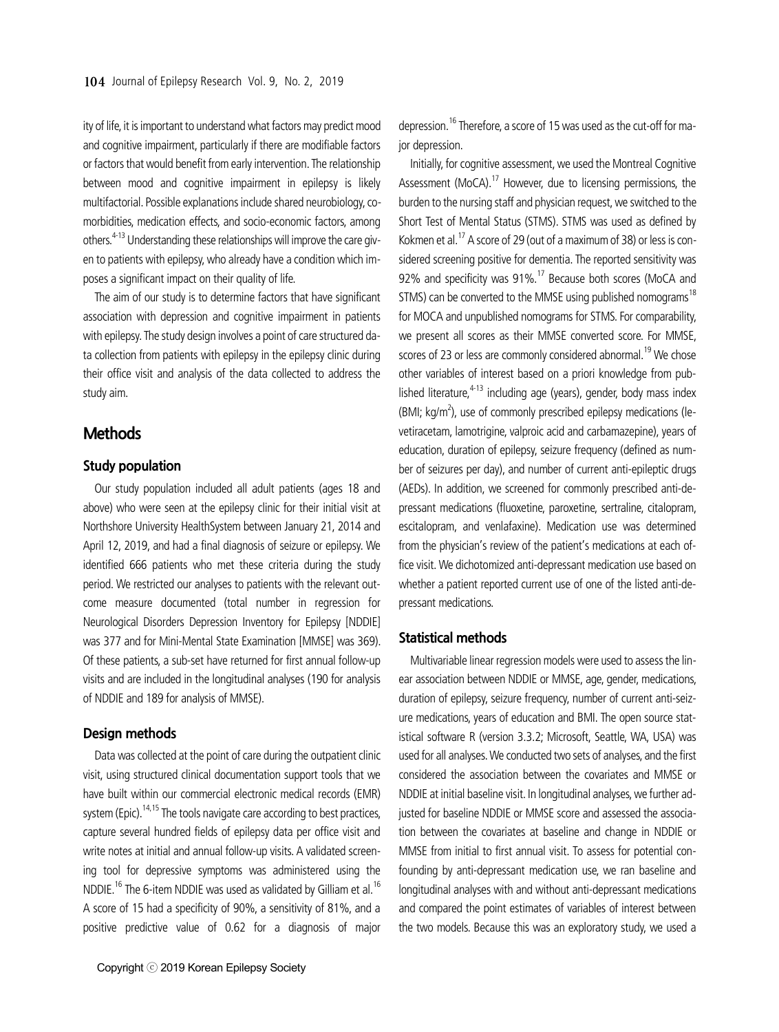ity of life, it is important to understand what factors may predict mood and cognitive impairment, particularly if there are modifiable factors or factors that would benefit from early intervention. The relationship between mood and cognitive impairment in epilepsy is likely multifactorial. Possible explanations include shared neurobiology, comorbidities, medication effects, and socio-economic factors, among others.[4-13] Understanding these relationships will improve the care given to patients with epilepsy, who already have a condition which imposes a significant impact on their quality of life.

The aim of our study is to determine factors that have significant association with depression and cognitive impairment in patients with epilepsy. The study design involves a point of care structured data collection from patients with epilepsy in the epilepsy clinic during their office visit and analysis of the data collected to address the study aim.

## Methods

### Study population

Our study population included all adult patients (ages 18 and above) who were seen at the epilepsy clinic for their initial visit at Northshore University HealthSystem between January 21, 2014 and April 12, 2019, and had a final diagnosis of seizure or epilepsy. We identified 666 patients who met these criteria during the study period. We restricted our analyses to patients with the relevant outcome measure documented (total number in regression for Neurological Disorders Depression Inventory for Epilepsy [NDDIE] was 377 and for Mini-Mental State Examination [MMSE] was 369). Of these patients, a sub-set have returned for first annual follow-up visits and are included in the longitudinal analyses (190 for analysis of NDDIE and 189 for analysis of MMSE).

### Design methods

Data was collected at the point of care during the outpatient clinic visit, using structured clinical documentation support tools that we have built within our commercial electronic medical records (EMR) system (Epic).[14,15] The tools navigate care according to best practices, capture several hundred fields of epilepsy data per office visit and write notes at initial and annual follow-up visits. A validated screening tool for depressive symptoms was administered using the NDDIE.[16] The 6-item NDDIE was used as validated by Gilliam et al.[16] A score of 15 had a specificity of 90%, a sensitivity of 81%, and a positive predictive value of 0.62 for a diagnosis of major depression.[16] Therefore, a score of 15 was used as the cut-off for major depression.

Initially, for cognitive assessment, we used the Montreal Cognitive Assessment (MoCA).[17] However, due to licensing permissions, the burden to the nursing staff and physician request, we switched to the Short Test of Mental Status (STMS). STMS was used as defined by Kokmen et al.[17] A score of 29 (out of a maximum of 38) or less is considered screening positive for dementia. The reported sensitivity was 92% and specificity was 91%.[17] Because both scores (MoCA and STMS) can be converted to the MMSE using published nomograms[18] for MOCA and unpublished nomograms for STMS. For comparability, we present all scores as their MMSE converted score. For MMSE, scores of 23 or less are commonly considered abnormal.[19] We chose other variables of interest based on a priori knowledge from published literature,[4-13] including age (years), gender, body mass index (BMI; kg/m$^2$), use of commonly prescribed epilepsy medications (levetiracetam, lamotrigine, valproic acid and carbamazepine), years of education, duration of epilepsy, seizure frequency (defined as number of seizures per day), and number of current anti-epileptic drugs (AEDs). In addition, we screened for commonly prescribed anti-depressant medications (fluoxetine, paroxetine, sertraline, citalopram, escitalopram, and venlafaxine). Medication use was determined from the physician's review of the patient's medications at each office visit. We dichotomized anti-depressant medication use based on whether a patient reported current use of one of the listed anti-depressant medications.

### Statistical methods

Multivariable linear regression models were used to assess the linear association between NDDIE or MMSE, age, gender, medications, duration of epilepsy, seizure frequency, number of current anti-seizure medications, years of education and BMI. The open source statistical software R (version 3.3.2; Microsoft, Seattle, WA, USA) was used for all analyses. We conducted two sets of analyses, and the first considered the association between the covariates and MMSE or NDDIE at initial baseline visit. In longitudinal analyses, we further adjusted for baseline NDDIE or MMSE score and assessed the association between the covariates at baseline and change in NDDIE or MMSE from initial to first annual visit. To assess for potential confounding by anti-depressant medication use, we ran baseline and longitudinal analyses with and without anti-depressant medications and compared the point estimates of variables of interest between the two models. Because this was an exploratory study, we used a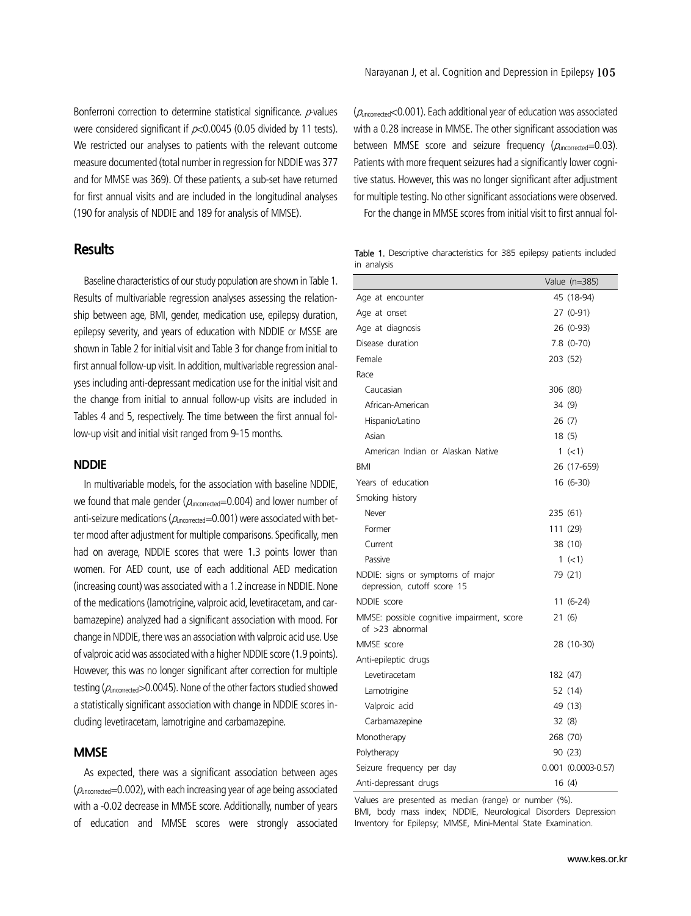Bonferroni correction to determine statistical significance. $p$-values were considered significant if $p<0.0045$ (0.05 divided by 11 tests). We restricted our analyses to patients with the relevant outcome measure documented (total number in regression for NDDIE was 377 and for MMSE was 369). Of these patients, a sub-set have returned for first annual visits and are included in the longitudinal analyses (190 for analysis of NDDIE and 189 for analysis of MMSE).

## Results

Baseline characteristics of our study population are shown in Table 1. Results of multivariable regression analyses assessing the relationship between age, BMI, gender, medication use, epilepsy duration, epilepsy severity, and years of education with NDDIE or MSSE are shown in Table 2 for initial visit and Table 3 for change from initial to first annual follow-up visit. In addition, multivariable regression analyses including anti-depressant medication use for the initial visit and the change from initial to annual follow-up visits are included in Tables 4 and 5, respectively. The time between the first annual follow-up visit and initial visit ranged from 9-15 months.

### NDDIE

In multivariable models, for the association with baseline NDDIE, we found that male gender ($p_{uncorrected}=0.004$) and lower number of anti-seizure medications ($p_{uncorrected}=0.001$) were associated with better mood after adjustment for multiple comparisons. Specifically, men had on average, NDDIE scores that were 1.3 points lower than women. For AED count, use of each additional AED medication (increasing count) was associated with a 1.2 increase in NDDIE. None of the medications (lamotrigine, valproic acid, levetiracetam, and carbamazepine) analyzed had a significant association with mood. For change in NDDIE, there was an association with valproic acid use. Use of valproic acid was associated with a higher NDDIE score (1.9 points). However, this was no longer significant after correction for multiple testing ($p_{uncorrected}>0.0045$). None of the other factors studied showed a statistically significant association with change in NDDIE scores including levetiracetam, lamotrigine and carbamazepine.

### MMSE

As expected, there was a significant association between ages ($p_{uncorrected}=0.002$), with each increasing year of age being associated with a -0.02 decrease in MMSE score. Additionally, number of years of education and MMSE scores were strongly associated ($p_{uncorrected}<0.001$). Each additional year of education was associated with a 0.28 increase in MMSE. The other significant association was between MMSE score and seizure frequency ($p_{uncorrected}=0.03$). Patients with more frequent seizures had a significantly lower cognitive status. However, this was no longer significant after adjustment for multiple testing. No other significant associations were observed.

For the change in MMSE scores from initial visit to first annual fol-

**Table 1.** Descriptive characteristics for 385 epilepsy patients included in analysis

| | Value (n=385) |
|---|---|
| Age at encounter | 45 (18-94) |
| Age at onset | 27 (0-91) |
| Age at diagnosis | 26 (0-93) |
| Disease duration | 7.8 (0-70) |
| Female | 203 (52) |
| Race | |
| Caucasian | 306 (80) |
| African-American | 34 (9) |
| Hispanic/Latino | 26 (7) |
| Asian | 18 (5) |
| American Indian or Alaskan Native | 1 (<1) |
| BMI | 26 (17-659) |
| Years of education | 16 (6-30) |
| Smoking history | |
| Never | 235 (61) |
| Former | 111 (29) |
| Current | 38 (10) |
| Passive | 1 (<1) |
| NDDIE: signs or symptoms of major depression, cutoff score 15 | 79 (21) |
| NDDIE score | 11 (6-24) |
| MMSE: possible cognitive impairment, score of >23 abnormal | 21 (6) |
| MMSE score | 28 (10-30) |
| Anti-epileptic drugs | |
| Levetiracetam | 182 (47) |
| Lamotrigine | 52 (14) |
| Valproic acid | 49 (13) |
| Carbamazepine | 32 (8) |
| Monotherapy | 268 (70) |
| Polytherapy | 90 (23) |
| Seizure frequency per day | 0.001 (0.0003-0.57) |
| Anti-depressant drugs | 16 (4) |

Values are presented as median (range) or number (%).
BMI, body mass index; NDDIE, Neurological Disorders Depression Inventory for Epilepsy; MMSE, Mini-Mental State Examination.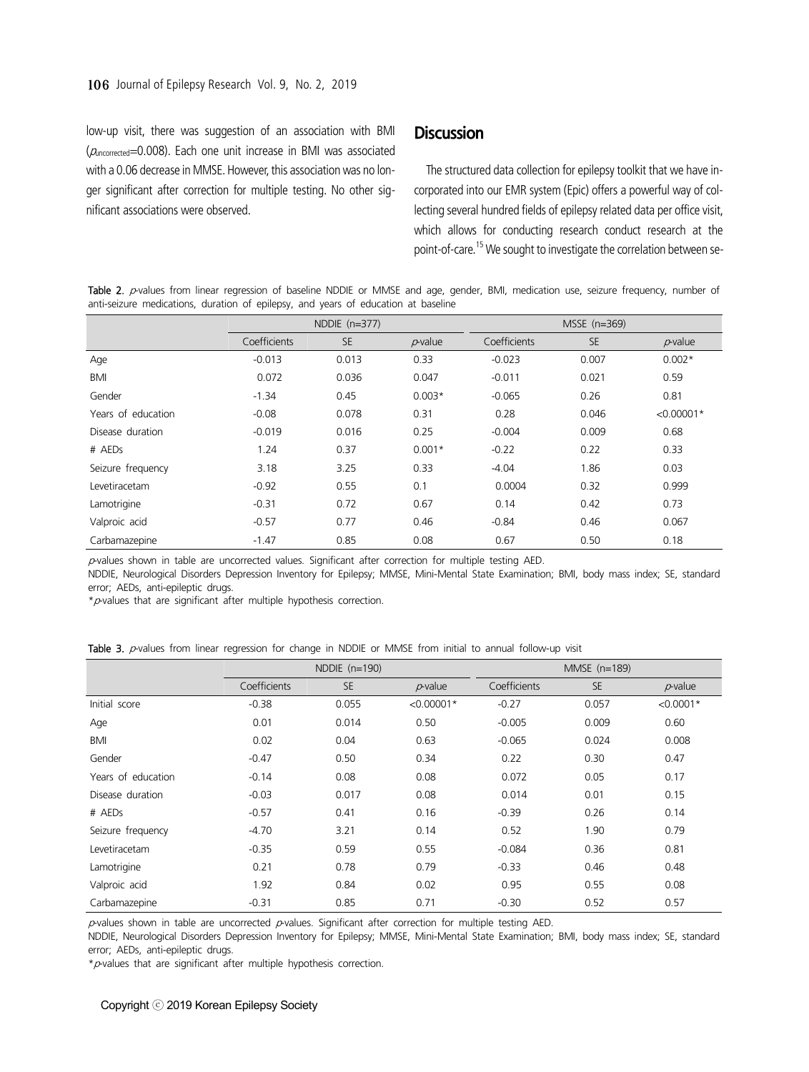low-up visit, there was suggestion of an association with BMI ($p_{uncorrected}$=0.008). Each one unit increase in BMI was associated with a 0.06 decrease in MMSE. However, this association was no longer significant after correction for multiple testing. No other significant associations were observed.

## Discussion

The structured data collection for epilepsy toolkit that we have incorporated into our EMR system (Epic) offers a powerful way of collecting several hundred fields of epilepsy related data per office visit, which allows for conducting research conduct research at the point-of-care.[15] We sought to investigate the correlation between se-

**Table 2.** *p*-values from linear regression of baseline NDDIE or MMSE and age, gender, BMI, medication use, seizure frequency, number of anti-seizure medications, duration of epilepsy, and years of education at baseline

| | NDDIE (n=377) | | | MSSE (n=369) | | |
|---|---|---|---|---|---|---|
| | Coefficients | SE | *p*-value | Coefficients | SE | *p*-value |
| Age | -0.013 | 0.013 | 0.33 | -0.023 | 0.007 | 0.002* |
| BMI | 0.072 | 0.036 | 0.047 | -0.011 | 0.021 | 0.59 |
| Gender | -1.34 | 0.45 | 0.003* | -0.065 | 0.26 | 0.81 |
| Years of education | -0.08 | 0.078 | 0.31 | 0.28 | 0.046 | <0.00001* |
| Disease duration | -0.019 | 0.016 | 0.25 | -0.004 | 0.009 | 0.68 |
| # AEDs | 1.24 | 0.37 | 0.001* | -0.22 | 0.22 | 0.33 |
| Seizure frequency | 3.18 | 3.25 | 0.33 | -4.04 | 1.86 | 0.03 |
| Levetiracetam | -0.92 | 0.55 | 0.1 | 0.0004 | 0.32 | 0.999 |
| Lamotrigine | -0.31 | 0.72 | 0.67 | 0.14 | 0.42 | 0.73 |
| Valproic acid | -0.57 | 0.77 | 0.46 | -0.84 | 0.46 | 0.067 |
| Carbamazepine | -1.47 | 0.85 | 0.08 | 0.67 | 0.50 | 0.18 |

*p*-values shown in table are uncorrected values. Significant after correction for multiple testing AED.
NDDIE, Neurological Disorders Depression Inventory for Epilepsy; MMSE, Mini-Mental State Examination; BMI, body mass index; SE, standard error; AEDs, anti-epileptic drugs.
\**p*-values that are significant after multiple hypothesis correction.

**Table 3.** *p*-values from linear regression for change in NDDIE or MMSE from initial to annual follow-up visit

| | NDDIE (n=190) | | | MMSE (n=189) | | |
|---|---|---|---|---|---|---|
| | Coefficients | SE | *p*-value | Coefficients | SE | *p*-value |
| Initial score | -0.38 | 0.055 | <0.00001* | -0.27 | 0.057 | <0.0001* |
| Age | 0.01 | 0.014 | 0.50 | -0.005 | 0.009 | 0.60 |
| BMI | 0.02 | 0.04 | 0.63 | -0.065 | 0.024 | 0.008 |
| Gender | -0.47 | 0.50 | 0.34 | 0.22 | 0.30 | 0.47 |
| Years of education | -0.14 | 0.08 | 0.08 | 0.072 | 0.05 | 0.17 |
| Disease duration | -0.03 | 0.017 | 0.08 | 0.014 | 0.01 | 0.15 |
| # AEDs | -0.57 | 0.41 | 0.16 | -0.39 | 0.26 | 0.14 |
| Seizure frequency | -4.70 | 3.21 | 0.14 | 0.52 | 1.90 | 0.79 |
| Levetiracetam | -0.35 | 0.59 | 0.55 | -0.084 | 0.36 | 0.81 |
| Lamotrigine | 0.21 | 0.78 | 0.79 | -0.33 | 0.46 | 0.48 |
| Valproic acid | 1.92 | 0.84 | 0.02 | 0.95 | 0.55 | 0.08 |
| Carbamazepine | -0.31 | 0.85 | 0.71 | -0.30 | 0.52 | 0.57 |

*p*-values shown in table are uncorrected *p*-values. Significant after correction for multiple testing AED.
NDDIE, Neurological Disorders Depression Inventory for Epilepsy; MMSE, Mini-Mental State Examination; BMI, body mass index; SE, standard error; AEDs, anti-epileptic drugs.
\**p*-values that are significant after multiple hypothesis correction.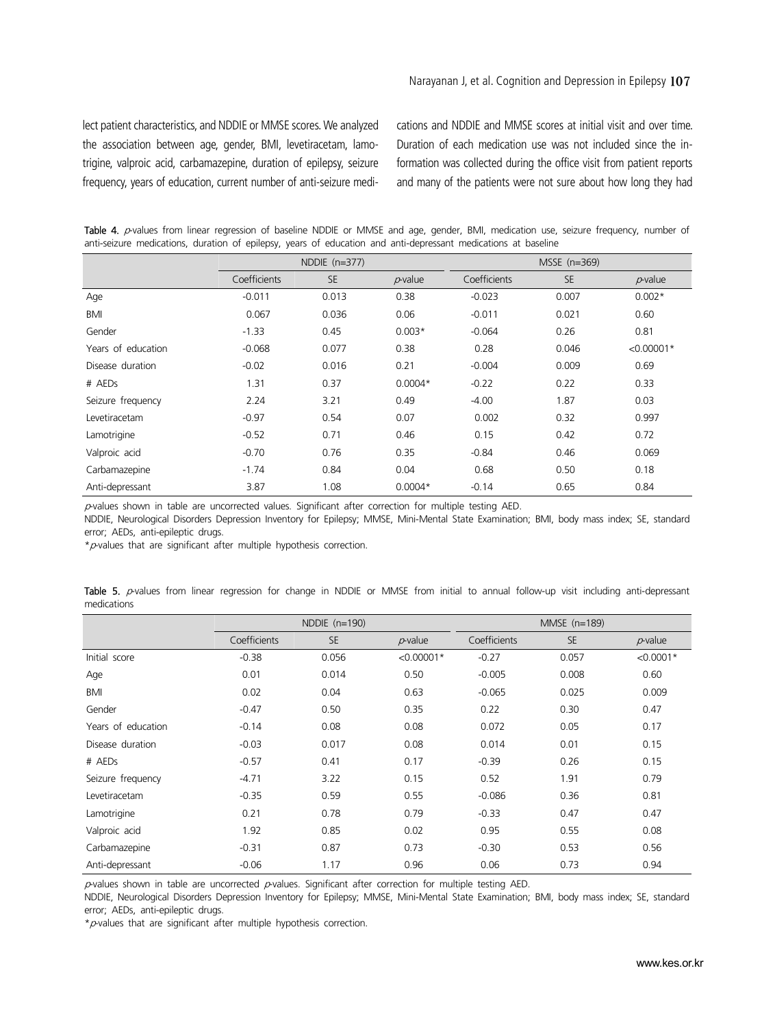lect patient characteristics, and NDDIE or MMSE scores. We analyzed the association between age, gender, BMI, levetiracetam, lamotrigine, valproic acid, carbamazepine, duration of epilepsy, seizure frequency, years of education, current number of anti-seizure medications and NDDIE and MMSE scores at initial visit and over time. Duration of each medication use was not included since the information was collected during the office visit from patient reports and many of the patients were not sure about how long they had

**Table 4.** *p*-values from linear regression of baseline NDDIE or MMSE and age, gender, BMI, medication use, seizure frequency, number of anti-seizure medications, duration of epilepsy, years of education and anti-depressant medications at baseline

| | NDDIE (n=377) | | | MSSE (n=369) | | |
|---|---|---|---|---|---|---|
| | Coefficients | SE | *p*-value | Coefficients | SE | *p*-value |
| Age | -0.011 | 0.013 | 0.38 | -0.023 | 0.007 | 0.002* |
| BMI | 0.067 | 0.036 | 0.06 | -0.011 | 0.021 | 0.60 |
| Gender | -1.33 | 0.45 | 0.003* | -0.064 | 0.26 | 0.81 |
| Years of education | -0.068 | 0.077 | 0.38 | 0.28 | 0.046 | <0.00001* |
| Disease duration | -0.02 | 0.016 | 0.21 | -0.004 | 0.009 | 0.69 |
| # AEDs | 1.31 | 0.37 | 0.0004* | -0.22 | 0.22 | 0.33 |
| Seizure frequency | 2.24 | 3.21 | 0.49 | -4.00 | 1.87 | 0.03 |
| Levetiracetam | -0.97 | 0.54 | 0.07 | 0.002 | 0.32 | 0.997 |
| Lamotrigine | -0.52 | 0.71 | 0.46 | 0.15 | 0.42 | 0.72 |
| Valproic acid | -0.70 | 0.76 | 0.35 | -0.84 | 0.46 | 0.069 |
| Carbamazepine | -1.74 | 0.84 | 0.04 | 0.68 | 0.50 | 0.18 |
| Anti-depressant | 3.87 | 1.08 | 0.0004* | -0.14 | 0.65 | 0.84 |

*p*-values shown in table are uncorrected values. Significant after correction for multiple testing AED.

NDDIE, Neurological Disorders Depression Inventory for Epilepsy; MMSE, Mini-Mental State Examination; BMI, body mass index; SE, standard error; AEDs, anti-epileptic drugs.

\**p*-values that are significant after multiple hypothesis correction.

**Table 5.** *p*-values from linear regression for change in NDDIE or MMSE from initial to annual follow-up visit including anti-depressant medications

| | NDDIE (n=190) | | | MMSE (n=189) | | |
|---|---|---|---|---|---|---|
| | Coefficients | SE | *p*-value | Coefficients | SE | *p*-value |
| Initial score | -0.38 | 0.056 | <0.00001* | -0.27 | 0.057 | <0.0001* |
| Age | 0.01 | 0.014 | 0.50 | -0.005 | 0.008 | 0.60 |
| BMI | 0.02 | 0.04 | 0.63 | -0.065 | 0.025 | 0.009 |
| Gender | -0.47 | 0.50 | 0.35 | 0.22 | 0.30 | 0.47 |
| Years of education | -0.14 | 0.08 | 0.08 | 0.072 | 0.05 | 0.17 |
| Disease duration | -0.03 | 0.017 | 0.08 | 0.014 | 0.01 | 0.15 |
| # AEDs | -0.57 | 0.41 | 0.17 | -0.39 | 0.26 | 0.15 |
| Seizure frequency | -4.71 | 3.22 | 0.15 | 0.52 | 1.91 | 0.79 |
| Levetiracetam | -0.35 | 0.59 | 0.55 | -0.086 | 0.36 | 0.81 |
| Lamotrigine | 0.21 | 0.78 | 0.79 | -0.33 | 0.47 | 0.47 |
| Valproic acid | 1.92 | 0.85 | 0.02 | 0.95 | 0.55 | 0.08 |
| Carbamazepine | -0.31 | 0.87 | 0.73 | -0.30 | 0.53 | 0.56 |
| Anti-depressant | -0.06 | 1.17 | 0.96 | 0.06 | 0.73 | 0.94 |

*p*-values shown in table are uncorrected *p*-values. Significant after correction for multiple testing AED.

NDDIE, Neurological Disorders Depression Inventory for Epilepsy; MMSE, Mini-Mental State Examination; BMI, body mass index; SE, standard error; AEDs, anti-epileptic drugs.

\**p*-values that are significant after multiple hypothesis correction.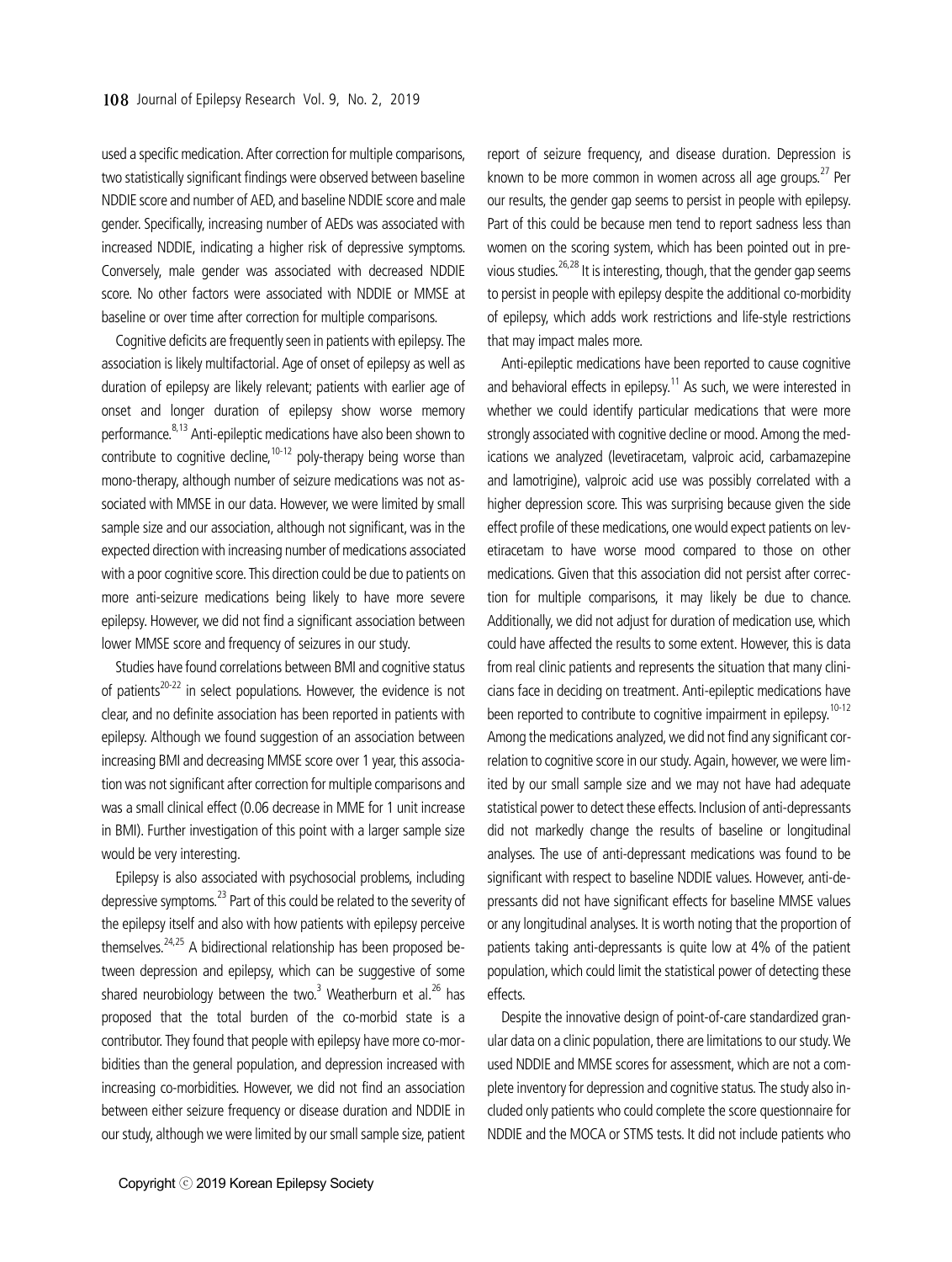used a specific medication. After correction for multiple comparisons, two statistically significant findings were observed between baseline NDDIE score and number of AED, and baseline NDDIE score and male gender. Specifically, increasing number of AEDs was associated with increased NDDIE, indicating a higher risk of depressive symptoms. Conversely, male gender was associated with decreased NDDIE score. No other factors were associated with NDDIE or MMSE at baseline or over time after correction for multiple comparisons.

Cognitive deficits are frequently seen in patients with epilepsy. The association is likely multifactorial. Age of onset of epilepsy as well as duration of epilepsy are likely relevant; patients with earlier age of onset and longer duration of epilepsy show worse memory performance.[8,13] Anti-epileptic medications have also been shown to contribute to cognitive decline,[10-12] poly-therapy being worse than mono-therapy, although number of seizure medications was not associated with MMSE in our data. However, we were limited by small sample size and our association, although not significant, was in the expected direction with increasing number of medications associated with a poor cognitive score. This direction could be due to patients on more anti-seizure medications being likely to have more severe epilepsy. However, we did not find a significant association between lower MMSE score and frequency of seizures in our study.

Studies have found correlations between BMI and cognitive status of patients[20-22] in select populations. However, the evidence is not clear, and no definite association has been reported in patients with epilepsy. Although we found suggestion of an association between increasing BMI and decreasing MMSE score over 1 year, this association was not significant after correction for multiple comparisons and was a small clinical effect (0.06 decrease in MME for 1 unit increase in BMI). Further investigation of this point with a larger sample size would be very interesting.

Epilepsy is also associated with psychosocial problems, including depressive symptoms.[23] Part of this could be related to the severity of the epilepsy itself and also with how patients with epilepsy perceive themselves.[24,25] A bidirectional relationship has been proposed between depression and epilepsy, which can be suggestive of some shared neurobiology between the two.[3] Weatherburn et al.[26] has proposed that the total burden of the co-morbid state is a contributor. They found that people with epilepsy have more co-morbidities than the general population, and depression increased with increasing co-morbidities. However, we did not find an association between either seizure frequency or disease duration and NDDIE in our study, although we were limited by our small sample size, patient report of seizure frequency, and disease duration. Depression is known to be more common in women across all age groups.[27] Per our results, the gender gap seems to persist in people with epilepsy. Part of this could be because men tend to report sadness less than women on the scoring system, which has been pointed out in previous studies.[26,28] It is interesting, though, that the gender gap seems to persist in people with epilepsy despite the additional co-morbidity of epilepsy, which adds work restrictions and life-style restrictions that may impact males more.

Anti-epileptic medications have been reported to cause cognitive and behavioral effects in epilepsy.[11] As such, we were interested in whether we could identify particular medications that were more strongly associated with cognitive decline or mood. Among the medications we analyzed (levetiracetam, valproic acid, carbamazepine and lamotrigine), valproic acid use was possibly correlated with a higher depression score. This was surprising because given the side effect profile of these medications, one would expect patients on levetiracetam to have worse mood compared to those on other medications. Given that this association did not persist after correction for multiple comparisons, it may likely be due to chance. Additionally, we did not adjust for duration of medication use, which could have affected the results to some extent. However, this is data from real clinic patients and represents the situation that many clinicians face in deciding on treatment. Anti-epileptic medications have been reported to contribute to cognitive impairment in epilepsy.[10-12] Among the medications analyzed, we did not find any significant correlation to cognitive score in our study. Again, however, we were limited by our small sample size and we may not have had adequate statistical power to detect these effects. Inclusion of anti-depressants did not markedly change the results of baseline or longitudinal analyses. The use of anti-depressant medications was found to be significant with respect to baseline NDDIE values. However, anti-depressants did not have significant effects for baseline MMSE values or any longitudinal analyses. It is worth noting that the proportion of patients taking anti-depressants is quite low at 4% of the patient population, which could limit the statistical power of detecting these effects.

Despite the innovative design of point-of-care standardized granular data on a clinic population, there are limitations to our study. We used NDDIE and MMSE scores for assessment, which are not a complete inventory for depression and cognitive status. The study also included only patients who could complete the score questionnaire for NDDIE and the MOCA or STMS tests. It did not include patients who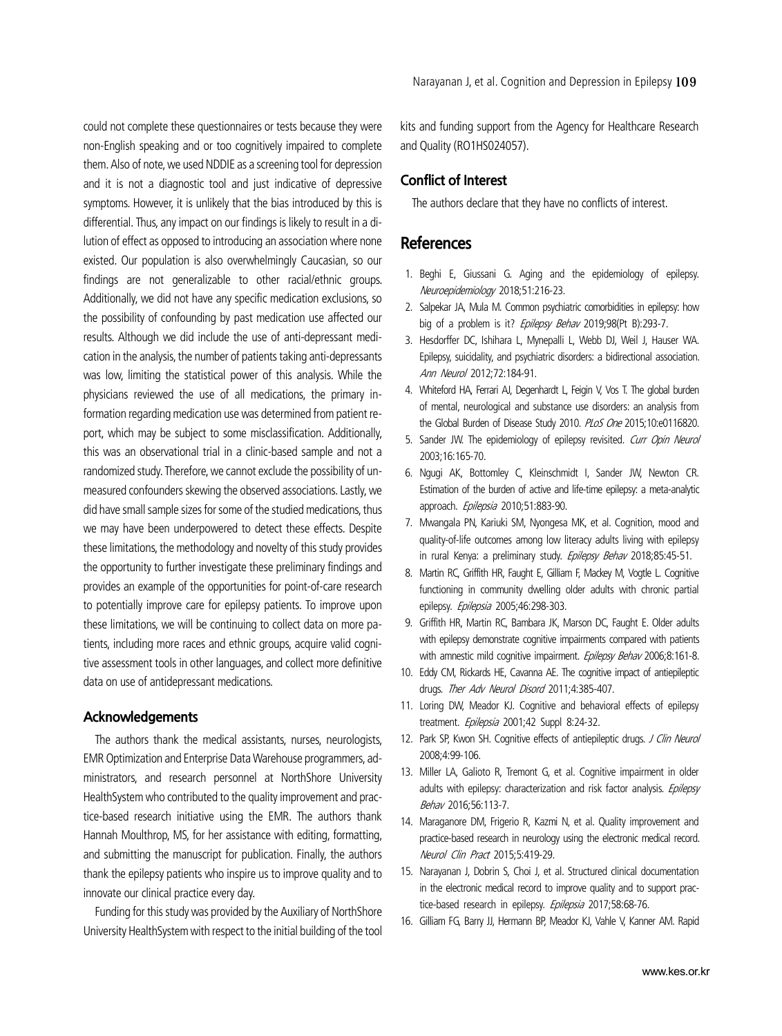could not complete these questionnaires or tests because they were non-English speaking and or too cognitively impaired to complete them. Also of note, we used NDDIE as a screening tool for depression and it is not a diagnostic tool and just indicative of depressive symptoms. However, it is unlikely that the bias introduced by this is differential. Thus, any impact on our findings is likely to result in a dilution of effect as opposed to introducing an association where none existed. Our population is also overwhelmingly Caucasian, so our findings are not generalizable to other racial/ethnic groups. Additionally, we did not have any specific medication exclusions, so the possibility of confounding by past medication use affected our results. Although we did include the use of anti-depressant medication in the analysis, the number of patients taking anti-depressants was low, limiting the statistical power of this analysis. While the physicians reviewed the use of all medications, the primary information regarding medication use was determined from patient report, which may be subject to some misclassification. Additionally, this was an observational trial in a clinic-based sample and not a randomized study. Therefore, we cannot exclude the possibility of unmeasured confounders skewing the observed associations. Lastly, we did have small sample sizes for some of the studied medications, thus we may have been underpowered to detect these effects. Despite these limitations, the methodology and novelty of this study provides the opportunity to further investigate these preliminary findings and provides an example of the opportunities for point-of-care research to potentially improve care for epilepsy patients. To improve upon these limitations, we will be continuing to collect data on more patients, including more races and ethnic groups, acquire valid cognitive assessment tools in other languages, and collect more definitive data on use of antidepressant medications.

### Acknowledgements

The authors thank the medical assistants, nurses, neurologists, EMR Optimization and Enterprise Data Warehouse programmers, administrators, and research personnel at NorthShore University HealthSystem who contributed to the quality improvement and practice-based research initiative using the EMR. The authors thank Hannah Moulthrop, MS, for her assistance with editing, formatting, and submitting the manuscript for publication. Finally, the authors thank the epilepsy patients who inspire us to improve quality and to innovate our clinical practice every day.

Funding for this study was provided by the Auxiliary of NorthShore University HealthSystem with respect to the initial building of the tool kits and funding support from the Agency for Healthcare Research and Quality (RO1HS024057).

### Conflict of Interest

The authors declare that they have no conflicts of interest.

## References

1. Beghi E, Giussani G. Aging and the epidemiology of epilepsy. *Neuroepidemiology* 2018;51:216-23.
2. Salpekar JA, Mula M. Common psychiatric comorbidities in epilepsy: how big of a problem is it? *Epilepsy Behav* 2019;98(Pt B):293-7.
3. Hesdorffer DC, Ishihara L, Mynepalli L, Webb DJ, Weil J, Hauser WA. Epilepsy, suicidality, and psychiatric disorders: a bidirectional association. *Ann Neurol* 2012;72:184-91.
4. Whiteford HA, Ferrari AJ, Degenhardt L, Feigin V, Vos T. The global burden of mental, neurological and substance use disorders: an analysis from the Global Burden of Disease Study 2010. *PLoS One* 2015;10:e0116820.
5. Sander JW. The epidemiology of epilepsy revisited. *Curr Opin Neurol* 2003;16:165-70.
6. Ngugi AK, Bottomley C, Kleinschmidt I, Sander JW, Newton CR. Estimation of the burden of active and life-time epilepsy: a meta-analytic approach. *Epilepsia* 2010;51:883-90.
7. Mwangala PN, Kariuki SM, Nyongesa MK, et al. Cognition, mood and quality-of-life outcomes among low literacy adults living with epilepsy in rural Kenya: a preliminary study. *Epilepsy Behav* 2018;85:45-51.
8. Martin RC, Griffith HR, Faught E, Gilliam F, Mackey M, Vogtle L. Cognitive functioning in community dwelling older adults with chronic partial epilepsy. *Epilepsia* 2005;46:298-303.
9. Griffith HR, Martin RC, Bambara JK, Marson DC, Faught E. Older adults with epilepsy demonstrate cognitive impairments compared with patients with amnestic mild cognitive impairment. *Epilepsy Behav* 2006;8:161-8.
10. Eddy CM, Rickards HE, Cavanna AE. The cognitive impact of antiepileptic drugs. *Ther Adv Neurol Disord* 2011;4:385-407.
11. Loring DW, Meador KJ. Cognitive and behavioral effects of epilepsy treatment. *Epilepsia* 2001;42 Suppl 8:24-32.
12. Park SP, Kwon SH. Cognitive effects of antiepileptic drugs. *J Clin Neurol* 2008;4:99-106.
13. Miller LA, Galioto R, Tremont G, et al. Cognitive impairment in older adults with epilepsy: characterization and risk factor analysis. *Epilepsy Behav* 2016;56:113-7.
14. Maraganore DM, Frigerio R, Kazmi N, et al. Quality improvement and practice-based research in neurology using the electronic medical record. *Neurol Clin Pract* 2015;5:419-29.
15. Narayanan J, Dobrin S, Choi J, et al. Structured clinical documentation in the electronic medical record to improve quality and to support practice-based research in epilepsy. *Epilepsia* 2017;58:68-76.
16. Gilliam FG, Barry JJ, Hermann BP, Meador KJ, Vahle V, Kanner AM. Rapid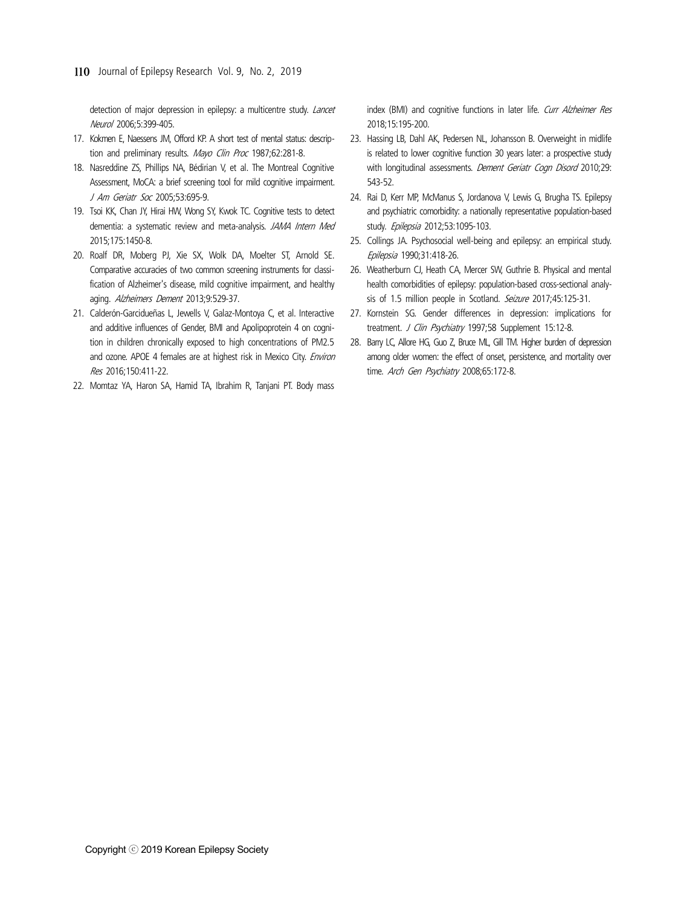detection of major depression in epilepsy: a multicentre study. *Lancet Neurol* 2006;5:399-405.

17. Kokmen E, Naessens JM, Offord KP. A short test of mental status: description and preliminary results. *Mayo Clin Proc* 1987;62:281-8.
18. Nasreddine ZS, Phillips NA, Bédirian V, et al. The Montreal Cognitive Assessment, MoCA: a brief screening tool for mild cognitive impairment. *J Am Geriatr Soc* 2005;53:695-9.
19. Tsoi KK, Chan JY, Hirai HW, Wong SY, Kwok TC. Cognitive tests to detect dementia: a systematic review and meta-analysis. *JAMA Intern Med* 2015;175:1450-8.
20. Roalf DR, Moberg PJ, Xie SX, Wolk DA, Moelter ST, Arnold SE. Comparative accuracies of two common screening instruments for classification of Alzheimer's disease, mild cognitive impairment, and healthy aging. *Alzheimers Dement* 2013;9:529-37.
21. Calderón-Garcidueñas L, Jewells V, Galaz-Montoya C, et al. Interactive and additive influences of Gender, BMI and Apolipoprotein 4 on cognition in children chronically exposed to high concentrations of PM2.5 and ozone. APOE 4 females are at highest risk in Mexico City. *Environ Res* 2016;150:411-22.
22. Momtaz YA, Haron SA, Hamid TA, Ibrahim R, Tanjani PT. Body mass index (BMI) and cognitive functions in later life. *Curr Alzheimer Res* 2018;15:195-200.
23. Hassing LB, Dahl AK, Pedersen NL, Johansson B. Overweight in midlife is related to lower cognitive function 30 years later: a prospective study with longitudinal assessments. *Dement Geriatr Cogn Disord* 2010;29:543-52.
24. Rai D, Kerr MP, McManus S, Jordanova V, Lewis G, Brugha TS. Epilepsy and psychiatric comorbidity: a nationally representative population-based study. *Epilepsia* 2012;53:1095-103.
25. Collings JA. Psychosocial well-being and epilepsy: an empirical study. *Epilepsia* 1990;31:418-26.
26. Weatherburn CJ, Heath CA, Mercer SW, Guthrie B. Physical and mental health comorbidities of epilepsy: population-based cross-sectional analysis of 1.5 million people in Scotland. *Seizure* 2017;45:125-31.
27. Kornstein SG. Gender differences in depression: implications for treatment. *J Clin Psychiatry* 1997;58 Supplement 15:12-8.
28. Barry LC, Allore HG, Guo Z, Bruce ML, Gill TM. Higher burden of depression among older women: the effect of onset, persistence, and mortality over time. *Arch Gen Psychiatry* 2008;65:172-8.